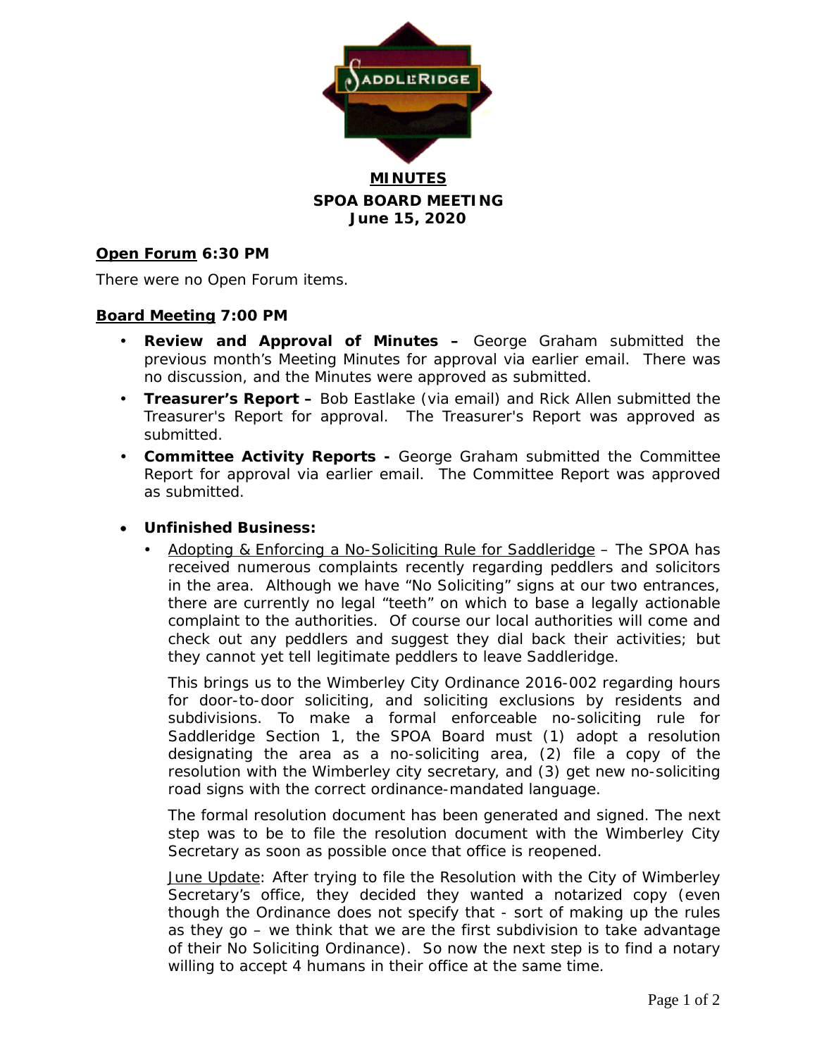# MINUTES

## SPOA BOARD MEETING

## June 15, 2020

**Open Forum 6:30 PM**

There were no Open Forum items.

**Board Meeting 7:00 PM**

- **Review and Approval of Minutes –** George Graham submitted the previous month's Meeting Minutes for approval via earlier email. There was no discussion, and the Minutes were approved as submitted.
- **Treasurer's Report –** Bob Eastlake (via email) and Rick Allen submitted the Treasurer's Report for approval. The Treasurer's Report was approved as submitted.
- **Committee Activity Reports -** George Graham submitted the Committee Report for approval via earlier email. The Committee Report was approved as submitted.

- **Unfinished Business:**
  - Adopting & Enforcing a No-Soliciting Rule for Saddleridge – The SPOA has received numerous complaints recently regarding peddlers and solicitors in the area. Although we have "No Soliciting" signs at our two entrances, there are currently no legal "teeth" on which to base a legally actionable complaint to the authorities. Of course our local authorities will come and check out any peddlers and suggest they dial back their activities; but they cannot yet tell legitimate peddlers to leave Saddleridge.

    This brings us to the Wimberley City Ordinance 2016-002 regarding hours for door-to-door soliciting, and soliciting exclusions by residents and subdivisions. To make a formal enforceable no-soliciting rule for Saddleridge Section 1, the SPOA Board must (1) adopt a resolution designating the area as a no-soliciting area, (2) file a copy of the resolution with the Wimberley city secretary, and (3) get new no-soliciting road signs with the correct ordinance-mandated language.

    The formal resolution document has been generated and signed. The next step was to be to file the resolution document with the Wimberley City Secretary as soon as possible once that office is reopened.

    June Update: After trying to file the Resolution with the City of Wimberley Secretary's office, they decided they wanted a notarized copy (even though the Ordinance does not specify that - sort of making up the rules as they go – we think that we are the first subdivision to take advantage of their No Soliciting Ordinance). So now the next step is to find a notary willing to accept 4 humans in their office at the same time.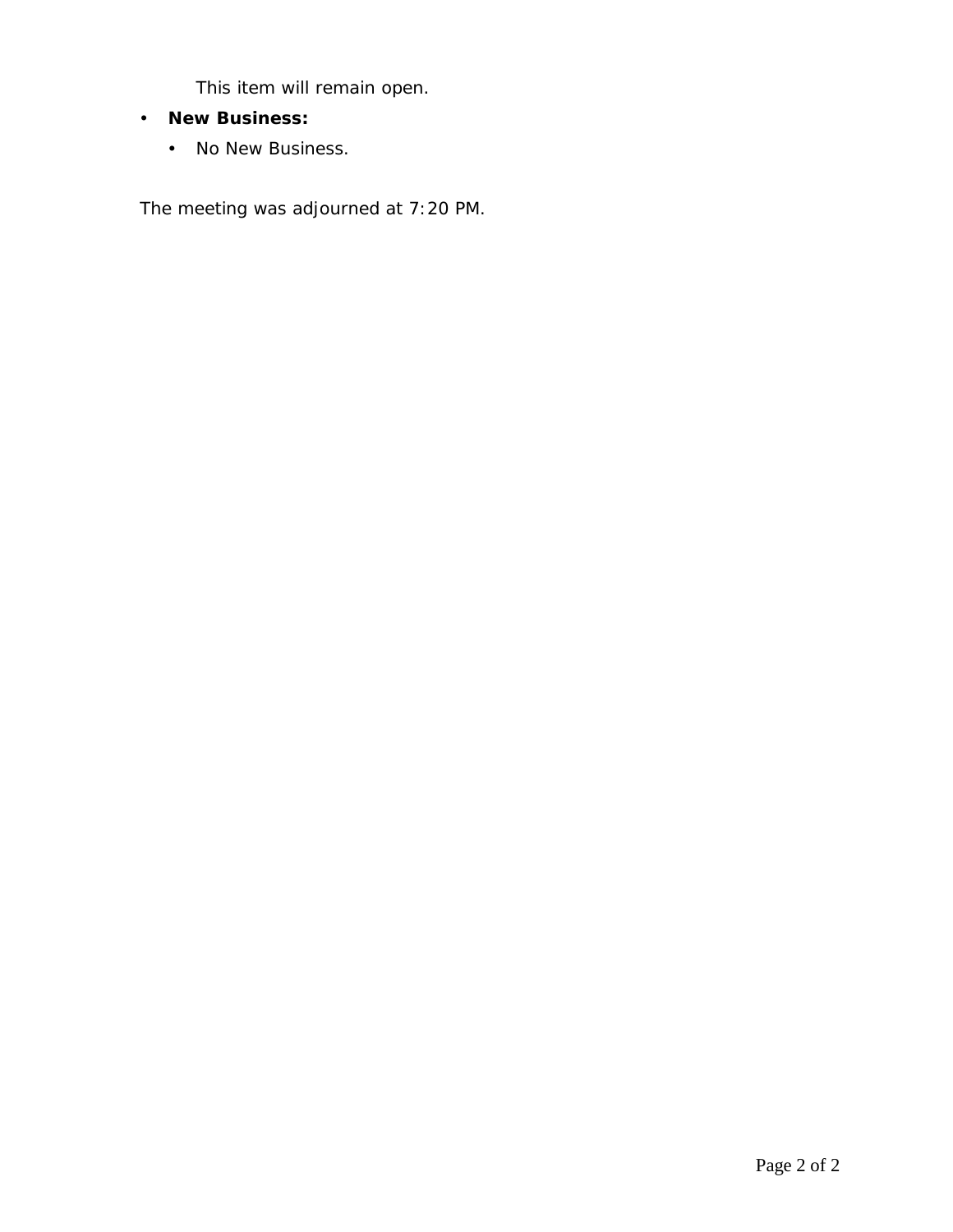This item will remain open.

- **New Business:**
  - No New Business.

The meeting was adjourned at 7:20 PM.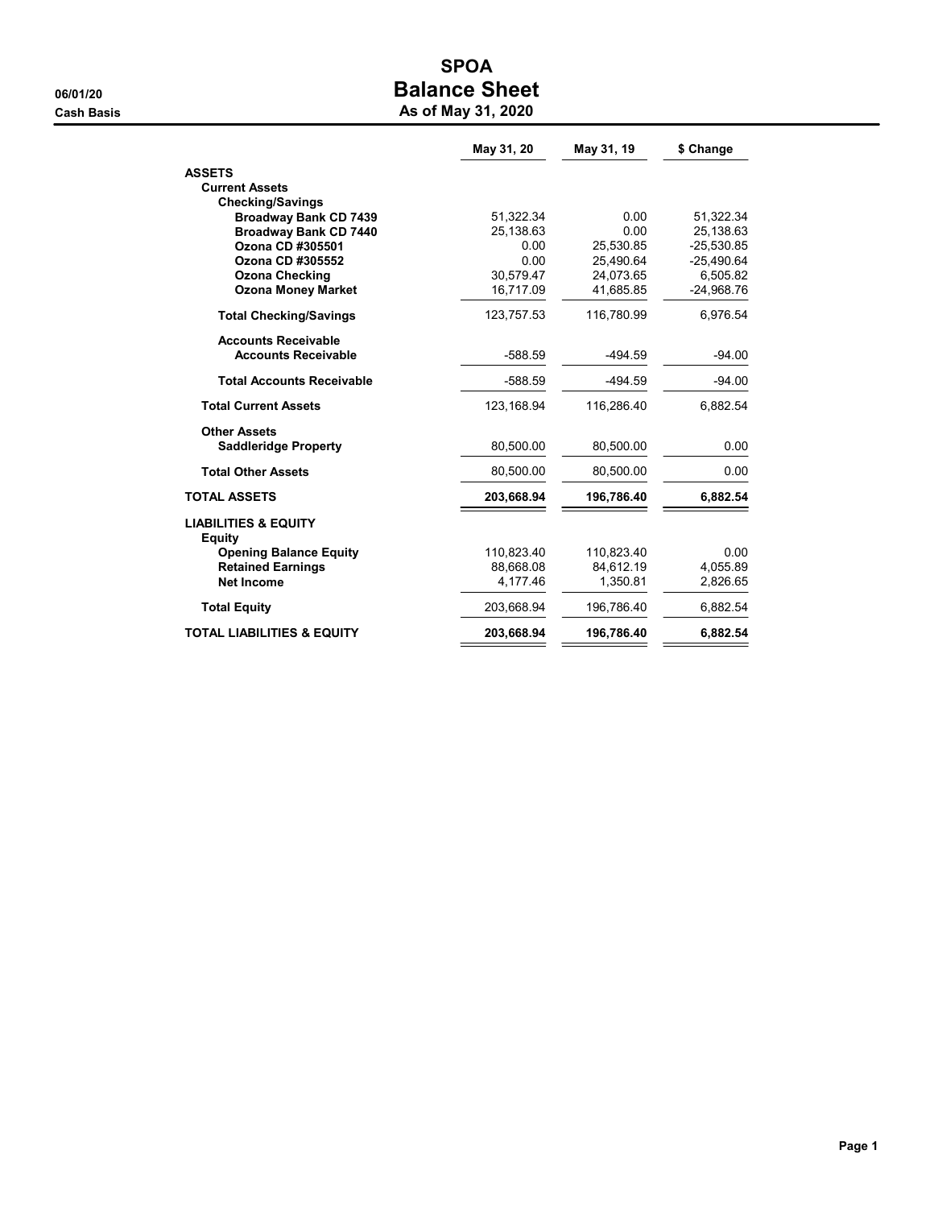# SPOA
## Balance Sheet
### As of May 31, 2020

06/01/20
Cash Basis

| | May 31, 20 | May 31, 19 | $ Change |
|---|---|---|---|
| **ASSETS** | | | |
| **Current Assets** | | | |
| **Checking/Savings** | | | |
| **Broadway Bank CD 7439** | 51,322.34 | 0.00 | 51,322.34 |
| **Broadway Bank CD 7440** | 25,138.63 | 0.00 | 25,138.63 |
| **Ozona CD #305501** | 0.00 | 25,530.85 | -25,530.85 |
| **Ozona CD #305552** | 0.00 | 25,490.64 | -25,490.64 |
| **Ozona Checking** | 30,579.47 | 24,073.65 | 6,505.82 |
| **Ozona Money Market** | 16,717.09 | 41,685.85 | -24,968.76 |
| **Total Checking/Savings** | 123,757.53 | 116,780.99 | 6,976.54 |
| **Accounts Receivable** | | | |
| **Accounts Receivable** | -588.59 | -494.59 | -94.00 |
| **Total Accounts Receivable** | -588.59 | -494.59 | -94.00 |
| **Total Current Assets** | 123,168.94 | 116,286.40 | 6,882.54 |
| **Other Assets** | | | |
| **Saddleridge Property** | 80,500.00 | 80,500.00 | 0.00 |
| **Total Other Assets** | 80,500.00 | 80,500.00 | 0.00 |
| **TOTAL ASSETS** | **203,668.94** | **196,786.40** | **6,882.54** |
| **LIABILITIES & EQUITY** | | | |
| **Equity** | | | |
| **Opening Balance Equity** | 110,823.40 | 110,823.40 | 0.00 |
| **Retained Earnings** | 88,668.08 | 84,612.19 | 4,055.89 |
| **Net Income** | 4,177.46 | 1,350.81 | 2,826.65 |
| **Total Equity** | 203,668.94 | 196,786.40 | 6,882.54 |
| **TOTAL LIABILITIES & EQUITY** | **203,668.94** | **196,786.40** | **6,882.54** |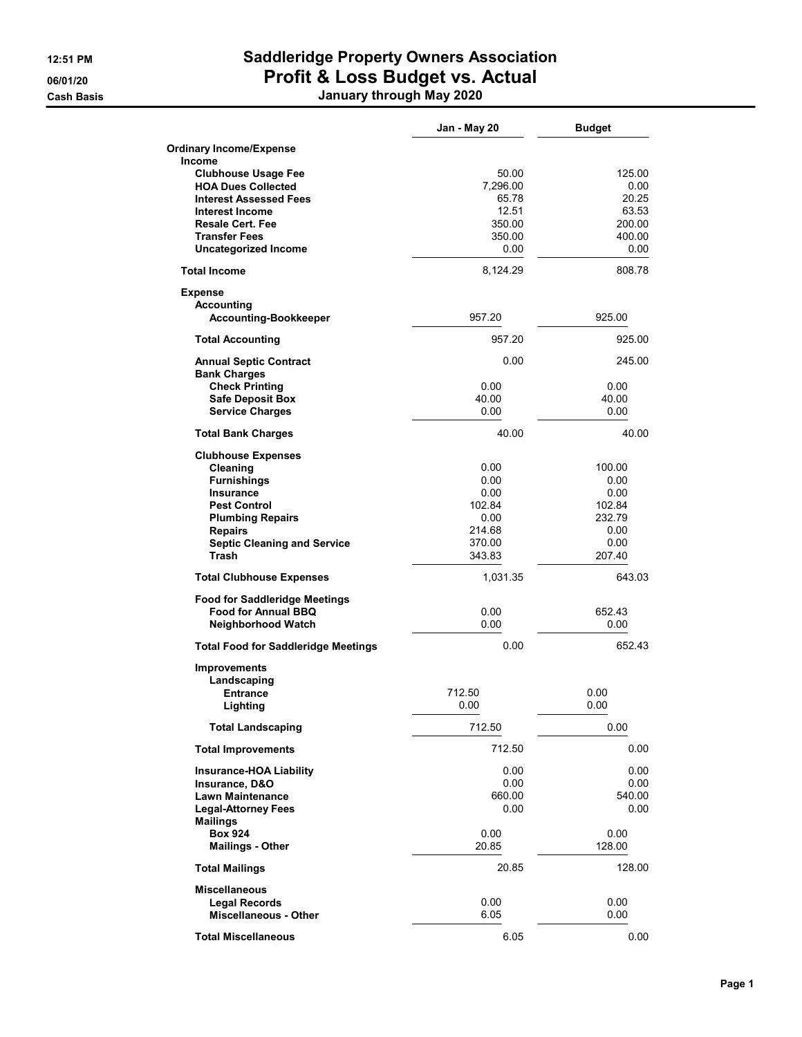# Saddleridge Property Owners Association
## Profit & Loss Budget vs. Actual
### January through May 2020

12:51 PM
06/01/20
Cash Basis

| | Jan - May 20 | Budget |
|---|---|---|
| **Ordinary Income/Expense** | | |
| **Income** | | |
| Clubhouse Usage Fee | 50.00 | 125.00 |
| HOA Dues Collected | 7,296.00 | 0.00 |
| Interest Assessed Fees | 65.78 | 20.25 |
| Interest Income | 12.51 | 63.53 |
| Resale Cert. Fee | 350.00 | 200.00 |
| Transfer Fees | 350.00 | 400.00 |
| Uncategorized Income | 0.00 | 0.00 |
| **Total Income** | 8,124.29 | 808.78 |
| **Expense** | | |
| Accounting | | |
| Accounting-Bookkeeper | 957.20 | 925.00 |
| **Total Accounting** | 957.20 | 925.00 |
| Annual Septic Contract | 0.00 | 245.00 |
| Bank Charges | | |
| Check Printing | 0.00 | 0.00 |
| Safe Deposit Box | 40.00 | 40.00 |
| Service Charges | 0.00 | 0.00 |
| **Total Bank Charges** | 40.00 | 40.00 |
| Clubhouse Expenses | | |
| Cleaning | 0.00 | 100.00 |
| Furnishings | 0.00 | 0.00 |
| Insurance | 0.00 | 0.00 |
| Pest Control | 102.84 | 102.84 |
| Plumbing Repairs | 0.00 | 232.79 |
| Repairs | 214.68 | 0.00 |
| Septic Cleaning and Service | 370.00 | 0.00 |
| Trash | 343.83 | 207.40 |
| **Total Clubhouse Expenses** | 1,031.35 | 643.03 |
| Food for Saddleridge Meetings | | |
| Food for Annual BBQ | 0.00 | 652.43 |
| Neighborhood Watch | 0.00 | 0.00 |
| **Total Food for Saddleridge Meetings** | 0.00 | 652.43 |
| Improvements | | |
| Landscaping | | |
| Entrance | 712.50 | 0.00 |
| Lighting | 0.00 | 0.00 |
| **Total Landscaping** | 712.50 | 0.00 |
| **Total Improvements** | 712.50 | 0.00 |
| Insurance-HOA Liability | 0.00 | 0.00 |
| Insurance, D&O | 0.00 | 0.00 |
| Lawn Maintenance | 660.00 | 540.00 |
| Legal-Attorney Fees | 0.00 | 0.00 |
| Mailings | | |
| Box 924 | 0.00 | 0.00 |
| Mailings - Other | 20.85 | 128.00 |
| **Total Mailings** | 20.85 | 128.00 |
| Miscellaneous | | |
| Legal Records | 0.00 | 0.00 |
| Miscellaneous - Other | 6.05 | 0.00 |
| **Total Miscellaneous** | 6.05 | 0.00 |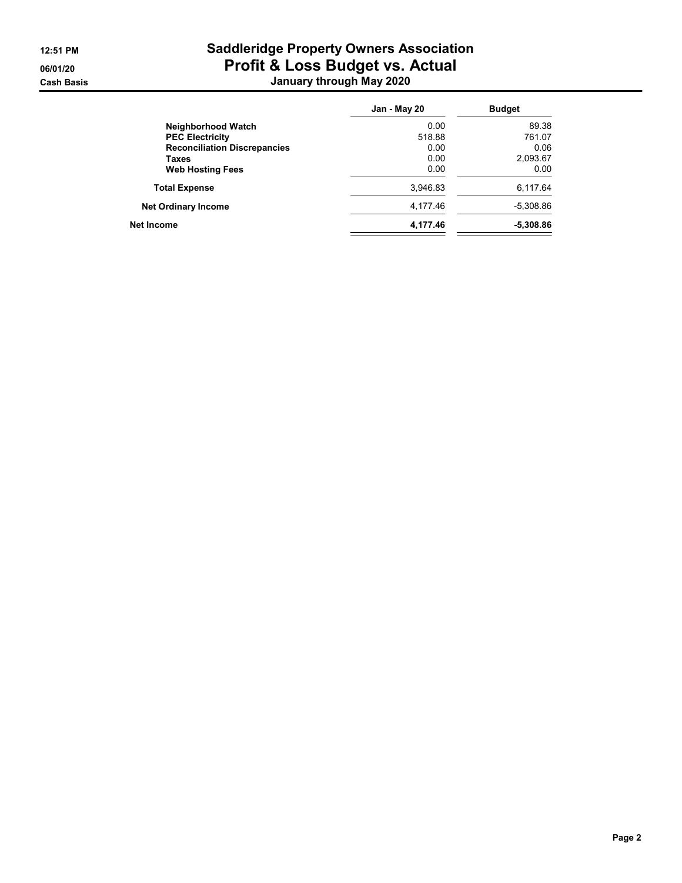# Saddleridge Property Owners Association

## Profit & Loss Budget vs. Actual

### January through May 2020

Cash Basis

| | Jan - May 20 | Budget |
|---|---|---|
| **Neighborhood Watch** | 0.00 | 89.38 |
| **PEC Electricity** | 518.88 | 761.07 |
| **Reconciliation Discrepancies** | 0.00 | 0.06 |
| **Taxes** | 0.00 | 2,093.67 |
| **Web Hosting Fees** | 0.00 | 0.00 |
| **Total Expense** | 3,946.83 | 6,117.64 |
| **Net Ordinary Income** | 4,177.46 | -5,308.86 |
| **Net Income** | **4,177.46** | **-5,308.86** |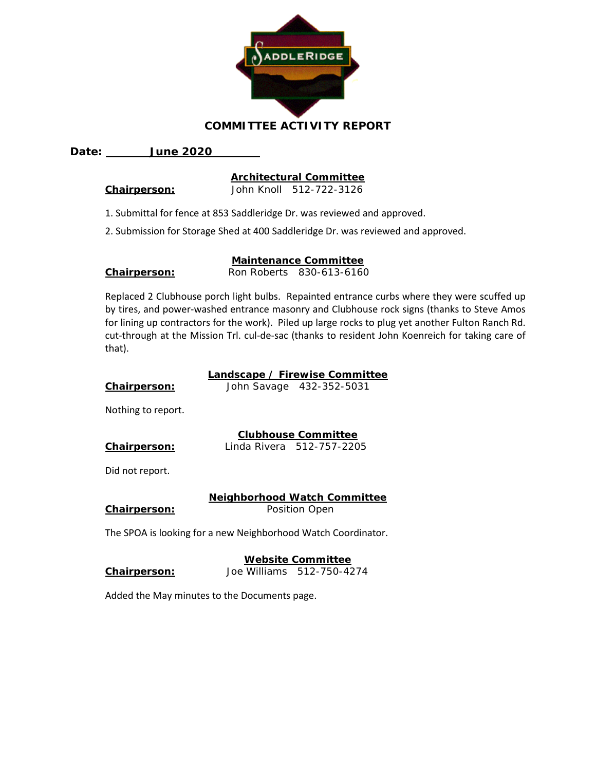# COMMITTEE ACTIVITY REPORT

**Date: June 2020**

## Architectural Committee

**Chairperson:** John Knoll 512-722-3126

1. Submittal for fence at 853 Saddleridge Dr. was reviewed and approved.
2. Submission for Storage Shed at 400 Saddleridge Dr. was reviewed and approved.

## Maintenance Committee

**Chairperson:** Ron Roberts 830-613-6160

Replaced 2 Clubhouse porch light bulbs. Repainted entrance curbs where they were scuffed up by tires, and power-washed entrance masonry and Clubhouse rock signs (thanks to Steve Amos for lining up contractors for the work). Piled up large rocks to plug yet another Fulton Ranch Rd. cut-through at the Mission Trl. cul-de-sac (thanks to resident John Koenreich for taking care of that).

## Landscape / Firewise Committee

**Chairperson:** John Savage 432-352-5031

Nothing to report.

## Clubhouse Committee

**Chairperson:** Linda Rivera 512-757-2205

Did not report.

## Neighborhood Watch Committee

**Chairperson:** Position Open

The SPOA is looking for a new Neighborhood Watch Coordinator.

## Website Committee

**Chairperson:** Joe Williams 512-750-4274

Added the May minutes to the Documents page.